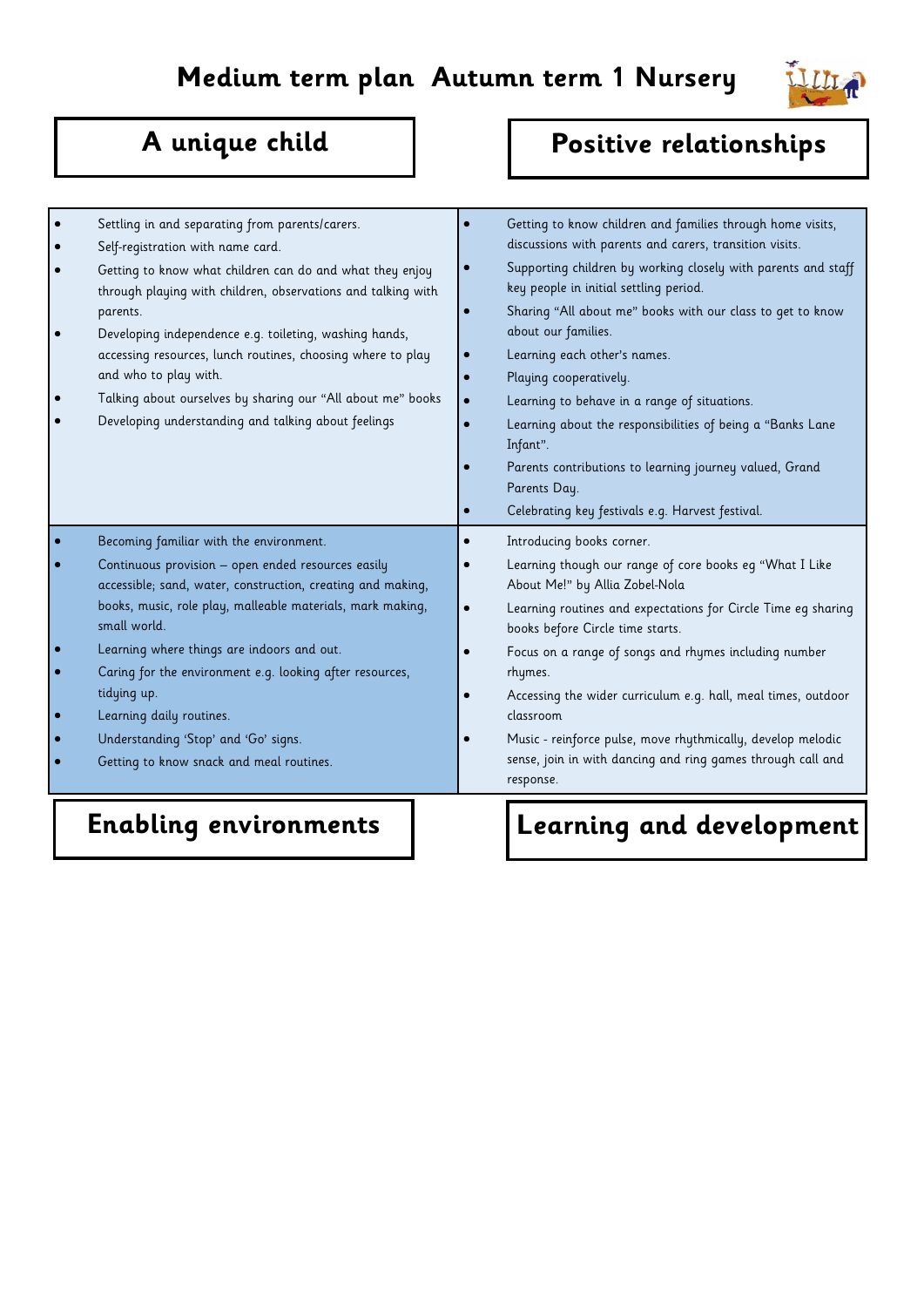# Medium term plan  Autumn term 1 Nursery

## A unique child

- Settling in and separating from parents/carers.
- Self-registration with name card.
- Getting to know what children can do and what they enjoy through playing with children, observations and talking with parents.
- Developing independence e.g. toileting, washing hands, accessing resources, lunch routines, choosing where to play and who to play with.
- Talking about ourselves by sharing our "All about me" books
- Developing understanding and talking about feelings

## Positive relationships

- Getting to know children and families through home visits, discussions with parents and carers, transition visits.
- Supporting children by working closely with parents and staff key people in initial settling period.
- Sharing "All about me" books with our class to get to know about our families.
- Learning each other's names.
- Playing cooperatively.
- Learning to behave in a range of situations.
- Learning about the responsibilities of being a "Banks Lane Infant".
- Parents contributions to learning journey valued, Grand Parents Day.
- Celebrating key festivals e.g. Harvest festival.

## Enabling environments

- Becoming familiar with the environment.
- Continuous provision – open ended resources easily accessible; sand, water, construction, creating and making, books, music, role play, malleable materials, mark making, small world.
- Learning where things are indoors and out.
- Caring for the environment e.g. looking after resources, tidying up.
- Learning daily routines.
- Understanding 'Stop' and 'Go' signs.
- Getting to know snack and meal routines.

## Learning and development

- Introducing books corner.
- Learning though our range of core books eg "What I Like About Me!" by Allia Zobel-Nola
- Learning routines and expectations for Circle Time eg sharing books before Circle time starts.
- Focus on a range of songs and rhymes including number rhymes.
- Accessing the wider curriculum e.g. hall, meal times, outdoor classroom
- Music - reinforce pulse, move rhythmically, develop melodic sense, join in with dancing and ring games through call and response.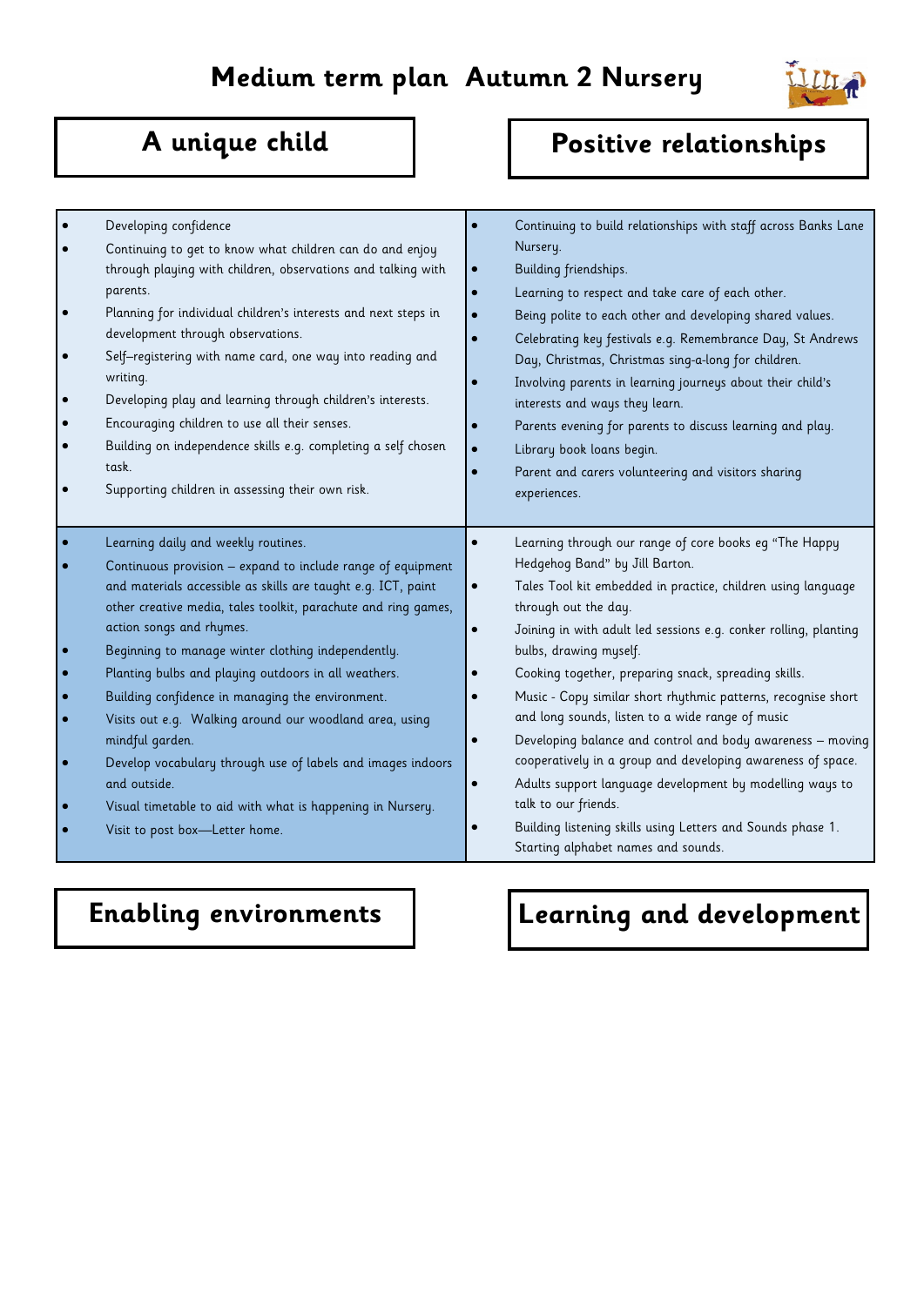# Medium term plan Autumn 2 Nursery

## A unique child

- Developing confidence
- Continuing to get to know what children can do and enjoy through playing with children, observations and talking with parents.
- Planning for individual children's interests and next steps in development through observations.
- Self–registering with name card, one way into reading and writing.
- Developing play and learning through children's interests.
- Encouraging children to use all their senses.
- Building on independence skills e.g. completing a self chosen task.
- Supporting children in assessing their own risk.

## Positive relationships

- Continuing to build relationships with staff across Banks Lane Nursery.
- Building friendships.
- Learning to respect and take care of each other.
- Being polite to each other and developing shared values.
- Celebrating key festivals e.g. Remembrance Day, St Andrews Day, Christmas, Christmas sing-a-long for children.
- Involving parents in learning journeys about their child's interests and ways they learn.
- Parents evening for parents to discuss learning and play.
- Library book loans begin.
- Parent and carers volunteering and visitors sharing experiences.

## Enabling environments

- Learning daily and weekly routines.
- Continuous provision – expand to include range of equipment and materials accessible as skills are taught e.g. ICT, paint other creative media, tales toolkit, parachute and ring games, action songs and rhymes.
- Beginning to manage winter clothing independently.
- Planting bulbs and playing outdoors in all weathers.
- Building confidence in managing the environment.
- Visits out e.g. Walking around our woodland area, using mindful garden.
- Develop vocabulary through use of labels and images indoors and outside.
- Visual timetable to aid with what is happening in Nursery.
- Visit to post box—Letter home.

## Learning and development

- Learning through our range of core books eg "The Happy Hedgehog Band" by Jill Barton.
- Tales Tool kit embedded in practice, children using language through out the day.
- Joining in with adult led sessions e.g. conker rolling, planting bulbs, drawing myself.
- Cooking together, preparing snack, spreading skills.
- Music - Copy similar short rhythmic patterns, recognise short and long sounds, listen to a wide range of music
- Developing balance and control and body awareness – moving cooperatively in a group and developing awareness of space.
- Adults support language development by modelling ways to talk to our friends.
- Building listening skills using Letters and Sounds phase 1. Starting alphabet names and sounds.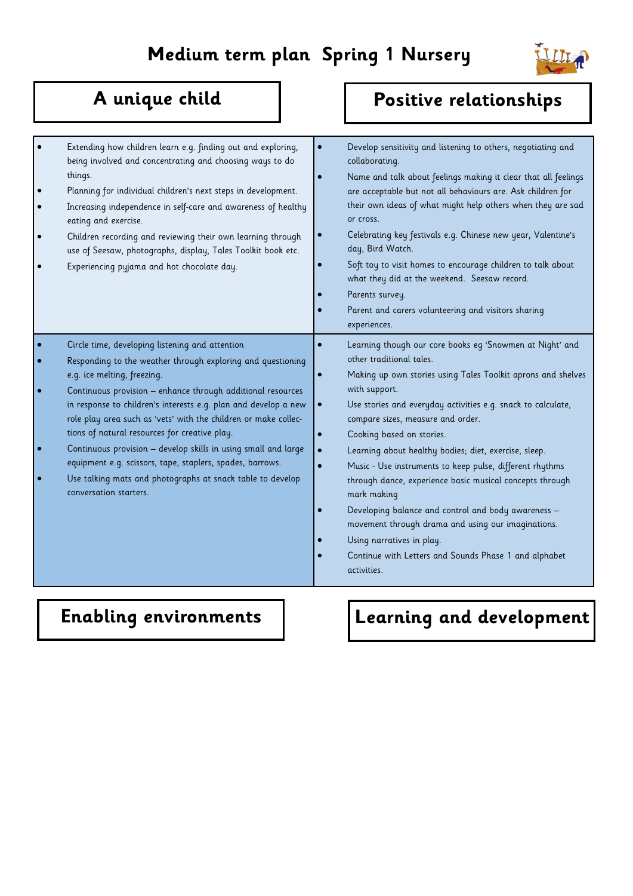# Medium term plan Spring 1 Nursery

## A unique child

- Extending how children learn e.g. finding out and exploring, being involved and concentrating and choosing ways to do things.
- Planning for individual children's next steps in development.
- Increasing independence in self-care and awareness of healthy eating and exercise.
- Children recording and reviewing their own learning through use of Seesaw, photographs, display, Tales Toolkit book etc.
- Experiencing pyjama and hot chocolate day.

## Positive relationships

- Develop sensitivity and listening to others, negotiating and collaborating.
- Name and talk about feelings making it clear that all feelings are acceptable but not all behaviours are. Ask children for their own ideas of what might help others when they are sad or cross.
- Celebrating key festivals e.g. Chinese new year, Valentine's day, Bird Watch.
- Soft toy to visit homes to encourage children to talk about what they did at the weekend. Seesaw record.
- Parents survey.
- Parent and carers volunteering and visitors sharing experiences.

## Enabling environments

- Circle time, developing listening and attention
- Responding to the weather through exploring and questioning e.g. ice melting, freezing.
- Continuous provision – enhance through additional resources in response to children's interests e.g. plan and develop a new role play area such as 'vets' with the children or make collections of natural resources for creative play.
- Continuous provision – develop skills in using small and large equipment e.g. scissors, tape, staplers, spades, barrows.
- Use talking mats and photographs at snack table to develop conversation starters.

## Learning and development

- Learning though our core books eg 'Snowmen at Night' and other traditional tales.
- Making up own stories using Tales Toolkit aprons and shelves with support.
- Use stories and everyday activities e.g. snack to calculate, compare sizes, measure and order.
- Cooking based on stories.
- Learning about healthy bodies; diet, exercise, sleep.
- Music - Use instruments to keep pulse, different rhythms through dance, experience basic musical concepts through mark making
- Developing balance and control and body awareness – movement through drama and using our imaginations.
- Using narratives in play.
- Continue with Letters and Sounds Phase 1 and alphabet activities.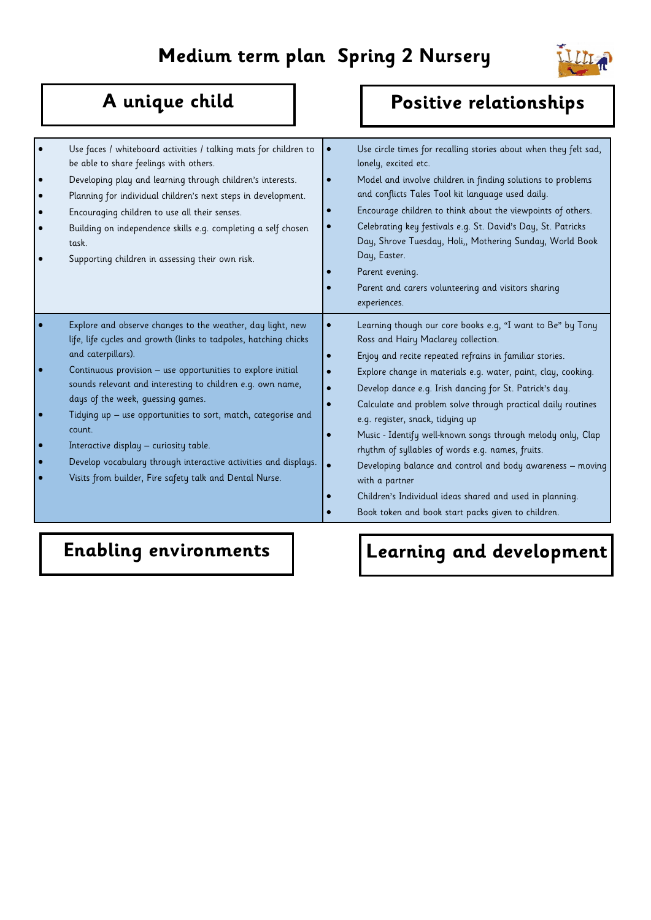# Medium term plan Spring 2 Nursery

| A unique child | Positive relationships |
|---|---|
| • Use faces / whiteboard activities / talking mats for children to be able to share feelings with others.<br>• Developing play and learning through children's interests.<br>• Planning for individual children's next steps in development.<br>• Encouraging children to use all their senses.<br>• Building on independence skills e.g. completing a self chosen task.<br>• Supporting children in assessing their own risk. | • Use circle times for recalling stories about when they felt sad, lonely, excited etc.<br>• Model and involve children in finding solutions to problems and conflicts Tales Tool kit language used daily.<br>• Encourage children to think about the viewpoints of others.<br>• Celebrating key festivals e.g. St. David's Day, St. Patricks Day, Shrove Tuesday, Holi,, Mothering Sunday, World Book Day, Easter.<br>• Parent evening.<br>• Parent and carers volunteering and visitors sharing experiences. |
| • Explore and observe changes to the weather, day light, new life, life cycles and growth (links to tadpoles, hatching chicks and caterpillars).<br>• Continuous provision – use opportunities to explore initial sounds relevant and interesting to children e.g. own name, days of the week, guessing games.<br>• Tidying up – use opportunities to sort, match, categorise and count.<br>• Interactive display – curiosity table.<br>• Develop vocabulary through interactive activities and displays.<br>• Visits from builder, Fire safety talk and Dental Nurse. | • Learning though our core books e.g, "I want to Be" by Tony Ross and Hairy Maclarey collection.<br>• Enjoy and recite repeated refrains in familiar stories.<br>• Explore change in materials e.g. water, paint, clay, cooking.<br>• Develop dance e.g. Irish dancing for St. Patrick's day.<br>• Calculate and problem solve through practical daily routines e.g. register, snack, tidying up<br>• Music - Identify well-known songs through melody only, Clap rhythm of syllables of words e.g. names, fruits.<br>• Developing balance and control and body awareness – moving with a partner<br>• Children's Individual ideas shared and used in planning.<br>• Book token and book start packs given to children. |
| **Enabling environments** | **Learning and development** |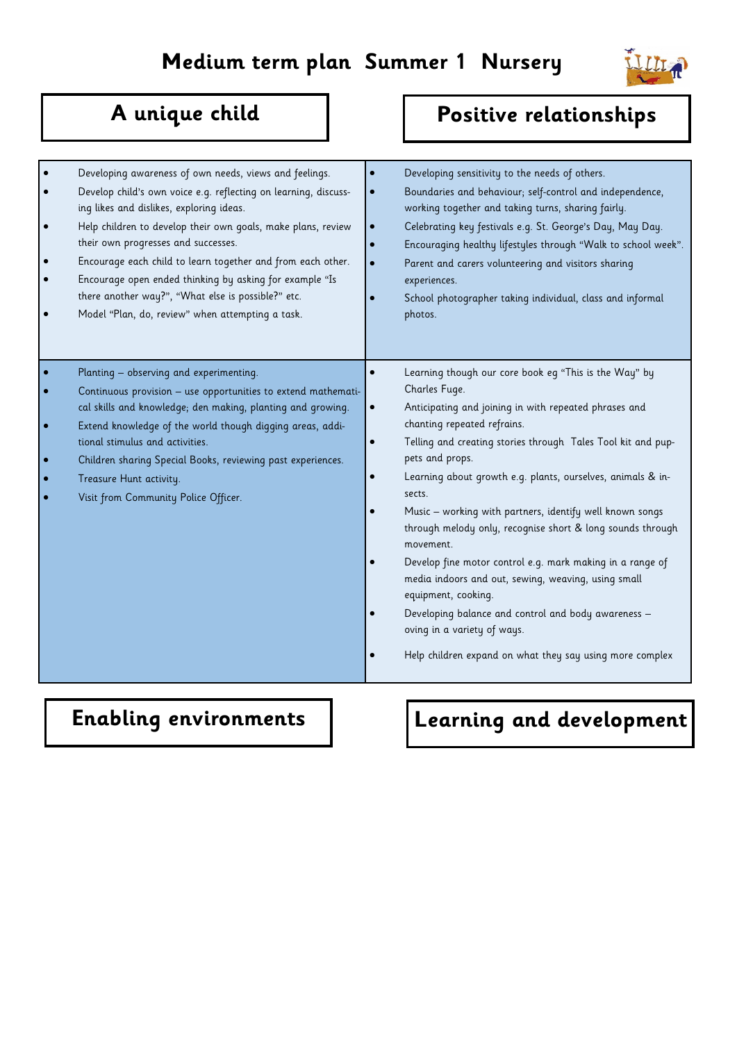# Medium term plan Summer 1 Nursery

## A unique child

## Positive relationships

| A unique child | Positive relationships |
|---|---|
| • Developing awareness of own needs, views and feelings.<br>• Develop child's own voice e.g. reflecting on learning, discussing likes and dislikes, exploring ideas.<br>• Help children to develop their own goals, make plans, review their own progresses and successes.<br>• Encourage each child to learn together and from each other.<br>• Encourage open ended thinking by asking for example "Is there another way?", "What else is possible?" etc.<br>• Model "Plan, do, review" when attempting a task. | • Developing sensitivity to the needs of others.<br>• Boundaries and behaviour; self-control and independence, working together and taking turns, sharing fairly.<br>• Celebrating key festivals e.g. St. George's Day, May Day.<br>• Encouraging healthy lifestyles through "Walk to school week".<br>• Parent and carers volunteering and visitors sharing experiences.<br>• School photographer taking individual, class and informal photos. |
| • Planting – observing and experimenting.<br>• Continuous provision – use opportunities to extend mathematical skills and knowledge; den making, planting and growing.<br>• Extend knowledge of the world though digging areas, additional stimulus and activities.<br>• Children sharing Special Books, reviewing past experiences.<br>• Treasure Hunt activity.<br>• Visit from Community Police Officer. | • Learning though our core book eg "This is the Way" by Charles Fuge.<br>• Anticipating and joining in with repeated phrases and chanting repeated refrains.<br>• Telling and creating stories through Tales Tool kit and puppets and props.<br>• Learning about growth e.g. plants, ourselves, animals & insects.<br>• Music – working with partners, identify well known songs through melody only, recognise short & long sounds through movement.<br>• Develop fine motor control e.g. mark making in a range of media indoors and out, sewing, weaving, using small equipment, cooking.<br>• Developing balance and control and body awareness – oving in a variety of ways.<br>• Help children expand on what they say using more complex |
| **Enabling environments** | **Learning and development** |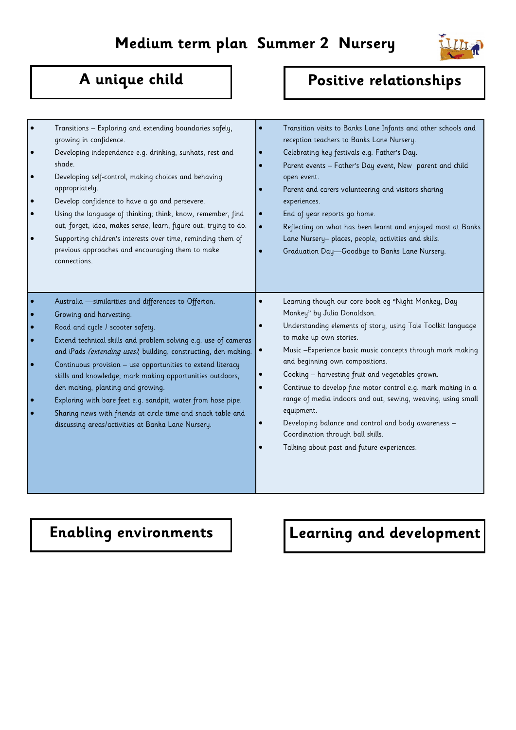# Medium term plan Summer 2 Nursery

## A unique child

- Transitions – Exploring and extending boundaries safely, growing in confidence.
- Developing independence e.g. drinking, sunhats, rest and shade.
- Developing self-control, making choices and behaving appropriately.
- Develop confidence to have a go and persevere.
- Using the language of thinking; think, know, remember, find out, forget, idea, makes sense, learn, figure out, trying to do.
- Supporting children's interests over time, reminding them of previous approaches and encouraging them to make connections.

## Positive relationships

- Transition visits to Banks Lane Infants and other schools and reception teachers to Banks Lane Nursery.
- Celebrating key festivals e.g. Father's Day.
- Parent events – Father's Day event, New parent and child open event.
- Parent and carers volunteering and visitors sharing experiences.
- End of year reports go home.
- Reflecting on what has been learnt and enjoyed most at Banks Lane Nursery– places, people, activities and skills.
- Graduation Day—Goodbye to Banks Lane Nursery.

## Enabling environments

- Australia —similarities and differences to Offerton.
- Growing and harvesting.
- Road and cycle / scooter safety.
- Extend technical skills and problem solving e.g. use of cameras and iPads *(extending uses),* building, constructing, den making.
- Continuous provision – use opportunities to extend literacy skills and knowledge; mark making opportunities outdoors, den making, planting and growing.
- Exploring with bare feet e.g. sandpit, water from hose pipe.
- Sharing news with friends at circle time and snack table and discussing areas/activities at Banka Lane Nursery.

## Learning and development

- Learning though our core book eg "Night Monkey, Day Monkey" by Julia Donaldson.
- Understanding elements of story, using Tale Toolkit language to make up own stories.
- Music –Experience basic music concepts through mark making and beginning own compositions.
- Cooking – harvesting fruit and vegetables grown.
- Continue to develop fine motor control e.g. mark making in a range of media indoors and out, sewing, weaving, using small equipment.
- Developing balance and control and body awareness – Coordination through ball skills.
- Talking about past and future experiences.